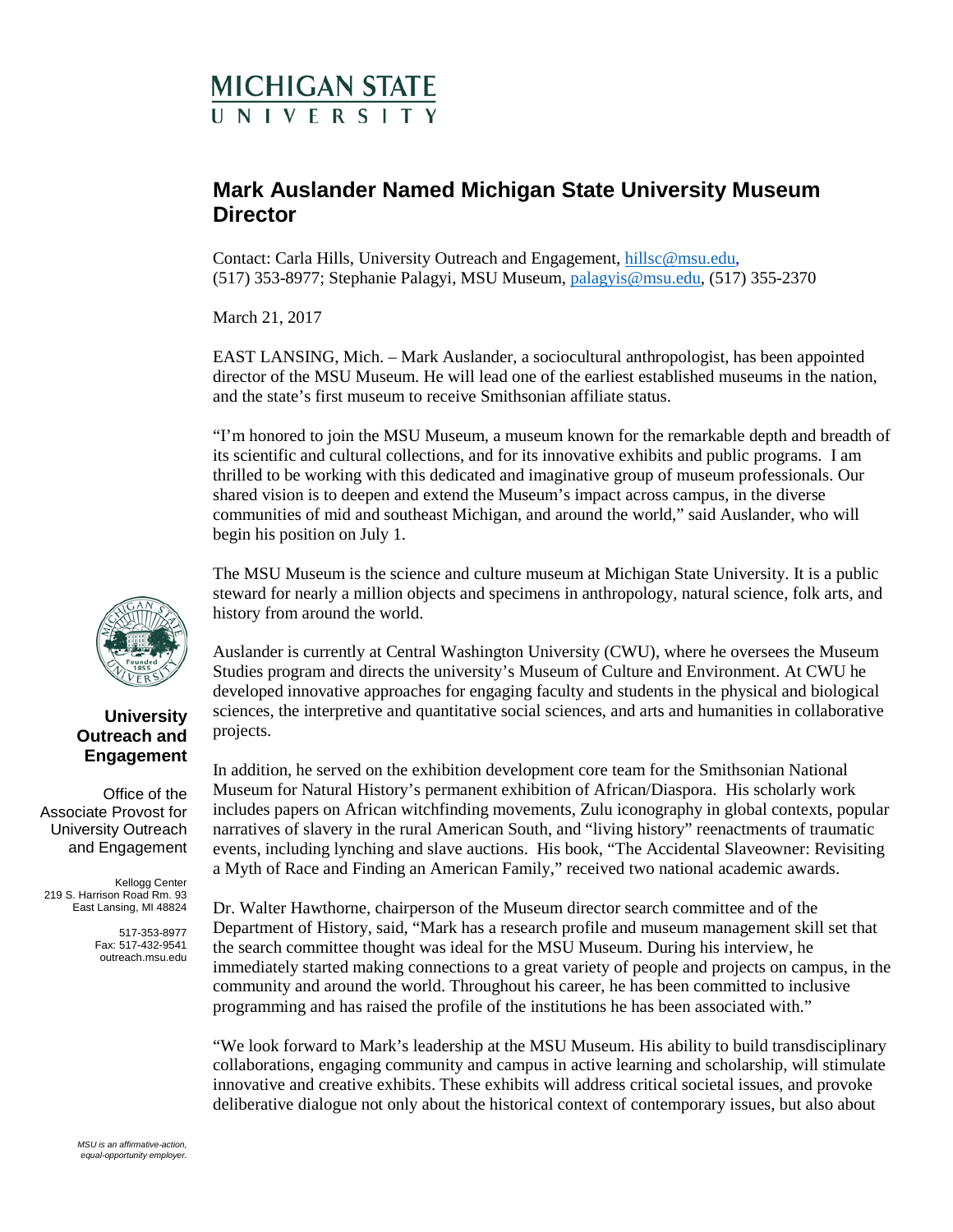MICHIGAN STATE UNIVERSITY

# Mark Auslander Named Michigan State University Museum Director

Contact: Carla Hills, University Outreach and Engagement, hillsc@msu.edu, (517) 353-8977; Stephanie Palagyi, MSU Museum, palagyis@msu.edu, (517) 355-2370

March 21, 2017

EAST LANSING, Mich. – Mark Auslander, a sociocultural anthropologist, has been appointed director of the MSU Museum. He will lead one of the earliest established museums in the nation, and the state's first museum to receive Smithsonian affiliate status.

"I'm honored to join the MSU Museum, a museum known for the remarkable depth and breadth of its scientific and cultural collections, and for its innovative exhibits and public programs. I am thrilled to be working with this dedicated and imaginative group of museum professionals. Our shared vision is to deepen and extend the Museum's impact across campus, in the diverse communities of mid and southeast Michigan, and around the world," said Auslander, who will begin his position on July 1.

The MSU Museum is the science and culture museum at Michigan State University. It is a public steward for nearly a million objects and specimens in anthropology, natural science, folk arts, and history from around the world.

Auslander is currently at Central Washington University (CWU), where he oversees the Museum Studies program and directs the university's Museum of Culture and Environment. At CWU he developed innovative approaches for engaging faculty and students in the physical and biological sciences, the interpretive and quantitative social sciences, and arts and humanities in collaborative projects.

In addition, he served on the exhibition development core team for the Smithsonian National Museum for Natural History's permanent exhibition of African/Diaspora. His scholarly work includes papers on African witchfinding movements, Zulu iconography in global contexts, popular narratives of slavery in the rural American South, and "living history" reenactments of traumatic events, including lynching and slave auctions. His book, "The Accidental Slaveowner: Revisiting a Myth of Race and Finding an American Family," received two national academic awards.

Dr. Walter Hawthorne, chairperson of the Museum director search committee and of the Department of History, said, "Mark has a research profile and museum management skill set that the search committee thought was ideal for the MSU Museum. During his interview, he immediately started making connections to a great variety of people and projects on campus, in the community and around the world. Throughout his career, he has been committed to inclusive programming and has raised the profile of the institutions he has been associated with."

"We look forward to Mark's leadership at the MSU Museum. His ability to build transdisciplinary collaborations, engaging community and campus in active learning and scholarship, will stimulate innovative and creative exhibits. These exhibits will address critical societal issues, and provoke deliberative dialogue not only about the historical context of contemporary issues, but also about

**University Outreach and Engagement**

Office of the Associate Provost for University Outreach and Engagement

Kellogg Center
219 S. Harrison Road Rm. 93
East Lansing, MI 48824

517-353-8977
Fax: 517-432-9541
outreach.msu.edu

*MSU is an affirmative-action, equal-opportunity employer.*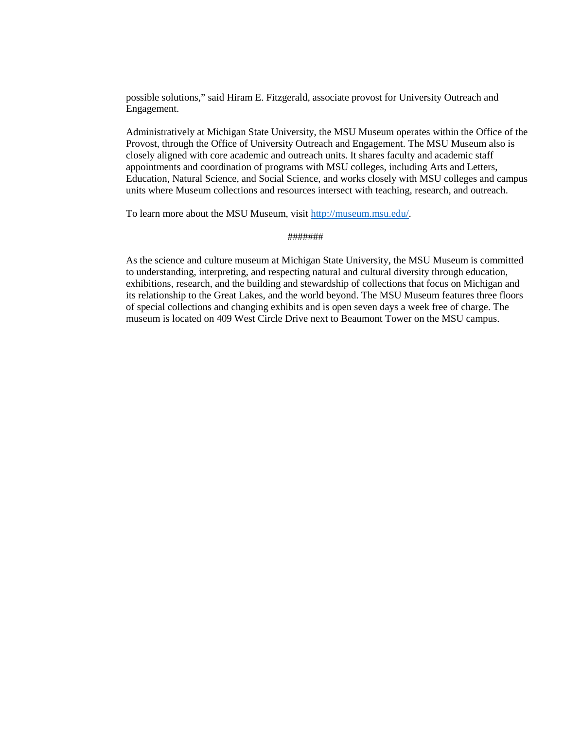possible solutions," said Hiram E. Fitzgerald, associate provost for University Outreach and Engagement.

Administratively at Michigan State University, the MSU Museum operates within the Office of the Provost, through the Office of University Outreach and Engagement. The MSU Museum also is closely aligned with core academic and outreach units. It shares faculty and academic staff appointments and coordination of programs with MSU colleges, including Arts and Letters, Education, Natural Science, and Social Science, and works closely with MSU colleges and campus units where Museum collections and resources intersect with teaching, research, and outreach.

To learn more about the MSU Museum, visit [http://museum.msu.edu/](http://museum.msu.edu/).

#######

As the science and culture museum at Michigan State University, the MSU Museum is committed to understanding, interpreting, and respecting natural and cultural diversity through education, exhibitions, research, and the building and stewardship of collections that focus on Michigan and its relationship to the Great Lakes, and the world beyond. The MSU Museum features three floors of special collections and changing exhibits and is open seven days a week free of charge. The museum is located on 409 West Circle Drive next to Beaumont Tower on the MSU campus.